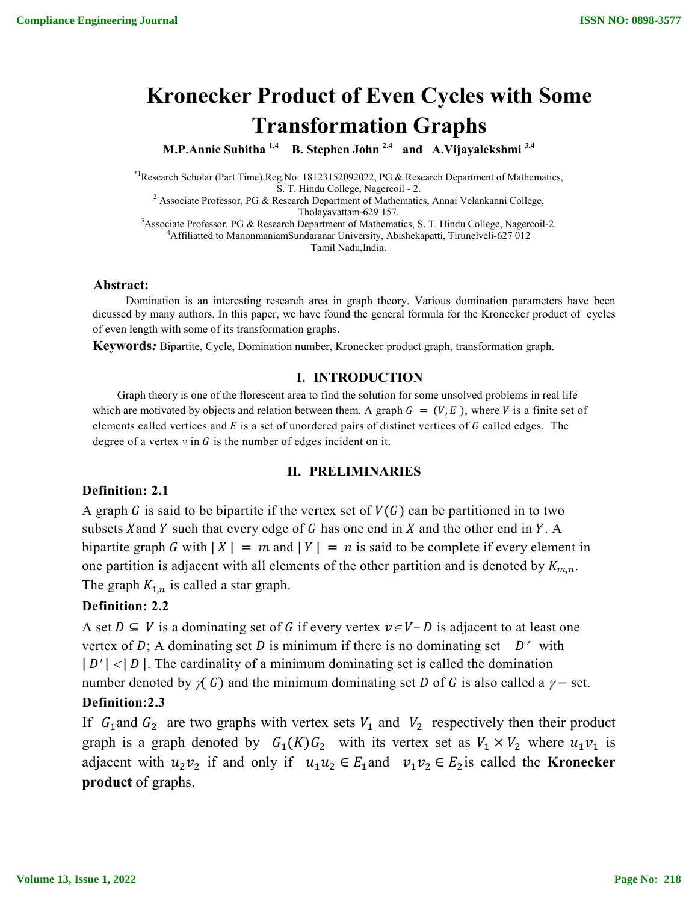# Kronecker Product of Even Cycles with Some Transformation Graphs

**M.P.Annie Subitha [1,4] B. Stephen John [2,4] and A.Vijayalekshmi [3,4]**

[*1]Research Scholar (Part Time),Reg.No: 18123152092022, PG & Research Department of Mathematics, S. T. Hindu College, Nagercoil - 2.
[2] Associate Professor, PG & Research Department of Mathematics, Annai Velankanni College, Tholayavattam-629 157.
[3]Associate Professor, PG & Research Department of Mathematics, S. T. Hindu College, Nagercoil-2.
[4]Affiliatted to ManonmaniamSundaranar University, Abishekapatti, Tirunelveli-627 012
Tamil Nadu,India.

**Abstract:**

Domination is an interesting research area in graph theory. Various domination parameters have been dicussed by many authors. In this paper, we have found the general formula for the Kronecker product of cycles of even length with some of its transformation graphs.

**Keywords*:*** Bipartite, Cycle, Domination number, Kronecker product graph, transformation graph.

## I. INTRODUCTION

Graph theory is one of the florescent area to find the solution for some unsolved problems in real life which are motivated by objects and relation between them. A graph $G = (V, E)$, where $V$ is a finite set of elements called vertices and $E$ is a set of unordered pairs of distinct vertices of $G$ called edges. The degree of a vertex $v$ in $G$ is the number of edges incident on it.

## II. PRELIMINARIES

**Definition: 2.1**

A graph $G$ is said to be bipartite if the vertex set of $V(G)$ can be partitioned in to two subsets $X$and $Y$ such that every edge of $G$ has one end in $X$ and the other end in $Y$. A bipartite graph $G$ with $|X| = m$ and $|Y| = n$ is said to be complete if every element in one partition is adjacent with all elements of the other partition and is denoted by $K_{m,n}$. The graph $K_{1,n}$ is called a star graph.

**Definition: 2.2**

A set $D \subseteq V$ is a dominating set of $G$ if every vertex $v \in V - D$ is adjacent to at least one vertex of $D$; A dominating set $D$ is minimum if there is no dominating set $D'$ with $|D'| < |D|$. The cardinality of a minimum dominating set is called the domination number denoted by $\gamma(G)$ and the minimum dominating set $D$ of $G$ is also called a $\gamma -$ set.

**Definition:2.3**

If $G_1$and $G_2$ are two graphs with vertex sets $V_1$ and $V_2$ respectively then their product graph is a graph denoted by $G_1(K)G_2$ with its vertex set as $V_1 \times V_2$ where $u_1v_1$ is adjacent with $u_2v_2$ if and only if $u_1u_2 \in E_1$and $v_1v_2 \in E_2$is called the **Kronecker product** of graphs.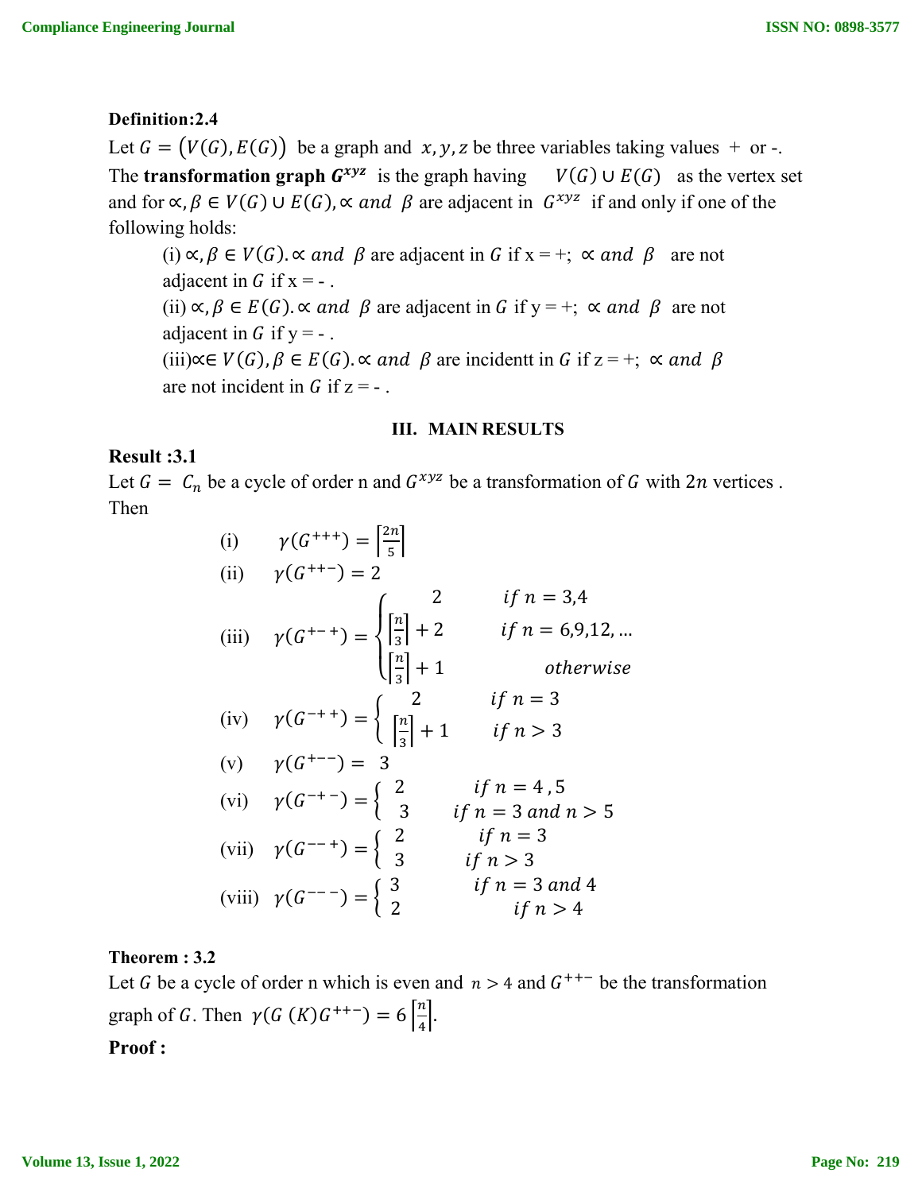**Definition:2.4**

Let $G = (V(G), E(G))$ be a graph and $x, y, z$ be three variables taking values + or -. The **transformation graph $G^{xyz}$** is the graph having $V(G) \cup E(G)$ as the vertex set and for $\propto, \beta \in V(G) \cup E(G), \propto$ and $\beta$ are adjacent in $G^{xyz}$ if and only if one of the following holds:

(i) $\propto, \beta \in V(G). \propto$ and $\beta$ are adjacent in $G$ if x = +; $\propto$ and $\beta$ are not adjacent in $G$ if x = - .

(ii) $\propto, \beta \in E(G). \propto$ and $\beta$ are adjacent in $G$ if y = +; $\propto$ and $\beta$ are not adjacent in $G$ if y = - .

(iii) $\propto \in V(G), \beta \in E(G). \propto$ and $\beta$ are incidentt in $G$ if z = +; $\propto$ and $\beta$ are not incident in $G$ if z = - .

## III. MAIN RESULTS

**Result :3.1**

Let $G = C_n$ be a cycle of order n and $G^{xyz}$ be a transformation of $G$ with $2n$ vertices . Then

(i) $\gamma(G^{+++}) = \left\lceil \frac{2n}{5} \right\rceil$

(ii) $\gamma(G^{++-}) = 2$

(iii) $\gamma(G^{+-+}) = \begin{cases} 2 & if\ n = 3,4 \\ \left\lceil \frac{n}{3} \right\rceil + 2 & if\ n = 6,9,12, \ldots \\ \left\lceil \frac{n}{3} \right\rceil + 1 & otherwise \end{cases}$

(iv) $\gamma(G^{-++}) = \begin{cases} 2 & if\ n = 3 \\ \left\lceil \frac{n}{3} \right\rceil + 1 & if\ n > 3 \end{cases}$

(v) $\gamma(G^{+--}) = 3$

(vi) $\gamma(G^{-+-}) = \begin{cases} 2 & if\ n = 4, 5 \\ 3 & if\ n = 3\ and\ n > 5 \end{cases}$

(vii) $\gamma(G^{--+}) = \begin{cases} 2 & if\ n = 3 \\ 3 & if\ n > 3 \end{cases}$

(viii) $\gamma(G^{---}) = \begin{cases} 3 & if\ n = 3\ and\ 4 \\ 2 & if\ n > 4 \end{cases}$

**Theorem : 3.2**

Let $G$ be a cycle of order n which is even and $n > 4$ and $G^{++-}$ be the transformation graph of $G$. Then $\gamma(G\ (K) G^{++-}) = 6 \left\lceil \frac{n}{4} \right\rceil$.

**Proof :**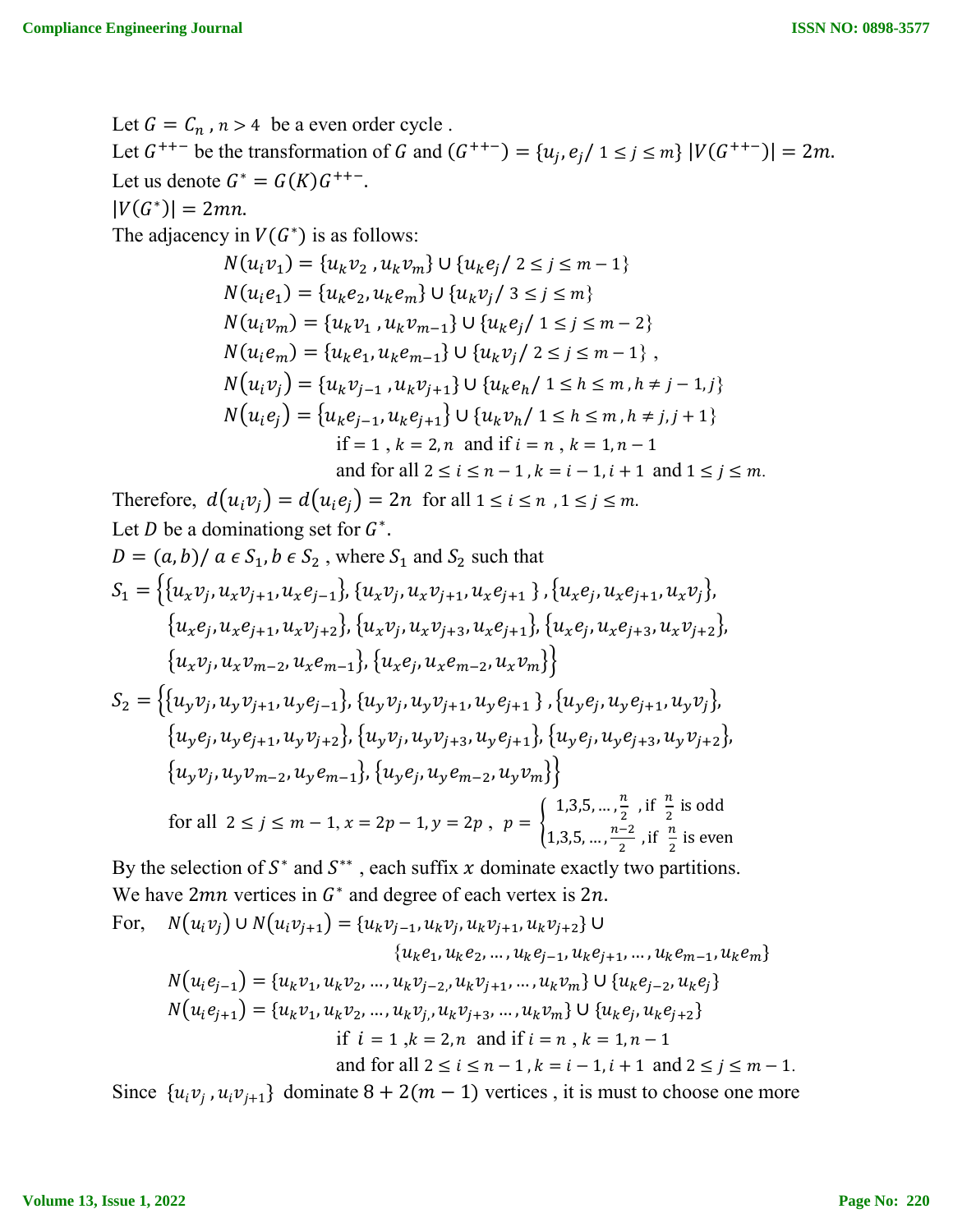Let $G = C_n$ , $n > 4$ be a even order cycle .

Let $G^{++-}$ be the transformation of $G$ and $(G^{++-}) = \{u_j, e_j / 1 \le j \le m\}$ $|V(G^{++-})| = 2m$.

Let us denote $G^* = G(K)G^{++-}$.

$|V(G^*)| = 2mn$.

The adjacency in $V(G^*)$ is as follows:

$$N(u_i v_1) = \{u_k v_2 , u_k v_m\} \cup \{u_k e_j / 2 \le j \le m-1\}$$
$$N(u_i e_1) = \{u_k e_2, u_k e_m\} \cup \{u_k v_j / 3 \le j \le m\}$$
$$N(u_i v_m) = \{u_k v_1 , u_k v_{m-1}\} \cup \{u_k e_j / 1 \le j \le m-2\}$$
$$N(u_i e_m) = \{u_k e_1, u_k e_{m-1}\} \cup \{u_k v_j / 2 \le j \le m-1\} ,$$
$$N(u_i v_j) = \{u_k v_{j-1} , u_k v_{j+1}\} \cup \{u_k e_h / 1 \le h \le m , h \ne j-1, j\}$$
$$N(u_i e_j) = \{u_k e_{j-1}, u_k e_{j+1}\} \cup \{u_k v_h / 1 \le h \le m , h \ne j, j+1\}$$

if $= 1$ , $k = 2, n$ and if $i = n$ , $k = 1, n-1$

and for all $2 \le i \le n-1$ , $k = i-1, i+1$ and $1 \le j \le m$.

Therefore, $d(u_i v_j) = d(u_i e_j) = 2n$ for all $1 \le i \le n$ , $1 \le j \le m$.

Let $D$ be a dominationg set for $G^*$.

$D = (a, b) / a \in S_1, b \in S_2$ , where $S_1$ and $S_2$ such that

$$S_1 = \Big\{\{u_x v_j, u_x v_{j+1}, u_x e_{j-1}\}, \{u_x v_j, u_x v_{j+1}, u_x e_{j+1}\} , \{u_x e_j, u_x e_{j+1}, u_x v_j\},$$
$$\{u_x e_j, u_x e_{j+1}, u_x v_{j+2}\}, \{u_x v_j, u_x v_{j+3}, u_x e_{j+1}\}, \{u_x e_j, u_x e_{j+3}, u_x v_{j+2}\},$$
$$\{u_x v_j, u_x v_{m-2}, u_x e_{m-1}\}, \{u_x e_j, u_x e_{m-2}, u_x v_m\}\Big\}$$

$$S_2 = \Big\{\{u_y v_j, u_y v_{j+1}, u_y e_{j-1}\}, \{u_y v_j, u_y v_{j+1}, u_y e_{j+1}\} , \{u_y e_j, u_y e_{j+1}, u_y v_j\},$$
$$\{u_y e_j, u_y e_{j+1}, u_y v_{j+2}\}, \{u_y v_j, u_y v_{j+3}, u_y e_{j+1}\}, \{u_y e_j, u_y e_{j+3}, u_y v_{j+2}\},$$
$$\{u_y v_j, u_y v_{m-2}, u_y e_{m-1}\}, \{u_y e_j, u_y e_{m-2}, u_y v_m\}\Big\}$$

for all $2 \le j \le m-1, x = 2p-1, y = 2p$ , $p = \begin{cases} 1,3,5, \dots, \frac{n}{2} & \text{, if } \frac{n}{2} \text{ is odd} \\ 1,3,5, \dots, \frac{n-2}{2} & \text{, if } \frac{n}{2} \text{ is even} \end{cases}$

By the selection of $S^*$ and $S^{**}$ , each suffix $x$ dominate exactly two partitions.

We have $2mn$ vertices in $G^*$ and degree of each vertex is $2n$.

For,
$$N(u_i v_j) \cup N(u_i v_{j+1}) = \{u_k v_{j-1}, u_k v_j, u_k v_{j+1}, u_k v_{j+2}\} \cup \{u_k e_1, u_k e_2, \dots, u_k e_{j-1}, u_k e_{j+1}, \dots, u_k e_{m-1}, u_k e_m\}$$
$$N(u_i e_{j-1}) = \{u_k v_1, u_k v_2, \dots, u_k v_{j-2}, u_k v_{j+1}, \dots, u_k v_m\} \cup \{u_k e_{j-2}, u_k e_j\}$$
$$N(u_i e_{j+1}) = \{u_k v_1, u_k v_2, \dots, u_k v_j, u_k v_{j+3}, \dots, u_k v_m\} \cup \{u_k e_j, u_k e_{j+2}\}$$

if $i = 1$ , $k = 2, n$ and if $i = n$ , $k = 1, n-1$

and for all $2 \le i \le n-1$ , $k = i-1, i+1$ and $2 \le j \le m-1$.

Since $\{u_i v_j , u_i v_{j+1}\}$ dominate $8 + 2(m-1)$ vertices , it is must to choose one more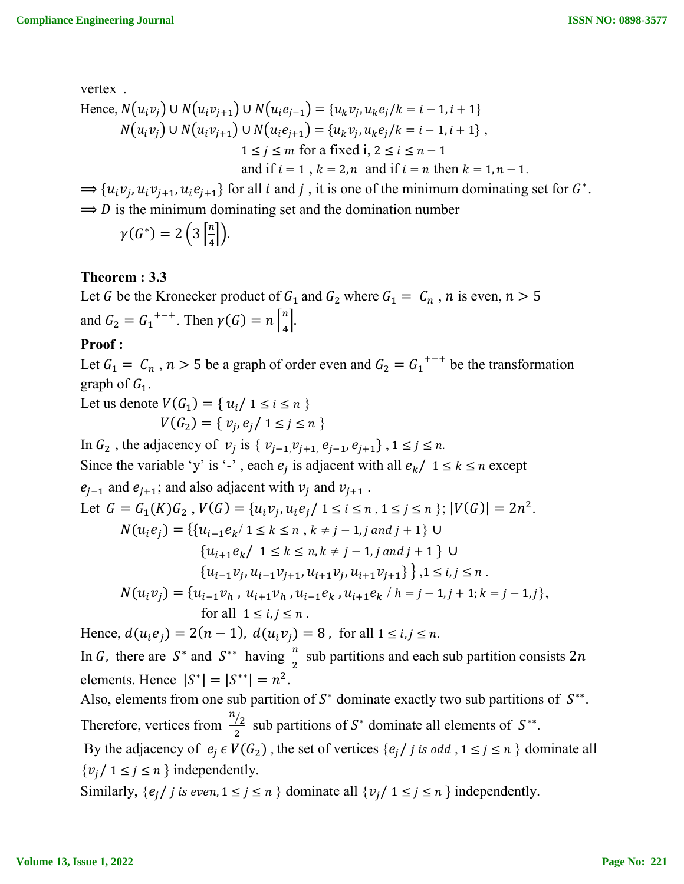vertex .

Hence, $N(u_iv_j) \cup N(u_iv_{j+1}) \cup N(u_ie_{j-1}) = \{u_kv_j, u_ke_j / k = i-1, i+1\}$

$N(u_iv_j) \cup N(u_iv_{j+1}) \cup N(u_ie_{j+1}) = \{u_kv_j, u_ke_j / k = i-1, i+1\}$ ,

$1 \le j \le m$ for a fixed i, $2 \le i \le n-1$

and if $i = 1$ , $k = 2, n$ and if $i = n$ then $k = 1, n-1$.

$\Longrightarrow \{u_iv_j, u_iv_{j+1}, u_ie_{j+1}\}$ for all $i$ and $j$ , it is one of the minimum dominating set for $G^*$.

$\Longrightarrow D$ is the minimum dominating set and the domination number

$$\gamma(G^*) = 2\left(3\left\lceil\frac{n}{4}\right\rceil\right).$$

**Theorem : 3.3**

Let $G$ be the Kronecker product of $G_1$ and $G_2$ where $G_1 = C_n$ , $n$ is even, $n > 5$ and $G_2 = {G_1}^{+-+}$. Then $\gamma(G) = n\left\lceil\frac{n}{4}\right\rceil$.

**Proof :**

Let $G_1 = C_n$ , $n > 5$ be a graph of order even and $G_2 = {G_1}^{+-+}$ be the transformation graph of $G_1$.

Let us denote $V(G_1) = \{ u_i / 1 \le i \le n \}$

$V(G_2) = \{ v_j, e_j / 1 \le j \le n \}$

In $G_2$ , the adjacency of $v_j$ is $\{ v_{j-1}, v_{j+1}, e_{j-1}, e_{j+1}\}$ , $1 \le j \le n$.

Since the variable 'y' is '-' , each $e_j$ is adjacent with all $e_k / \ 1 \le k \le n$ except $e_{j-1}$ and $e_{j+1}$; and also adjacent with $v_j$ and $v_{j+1}$ .

Let $G = G_1(K)G_2$ , $V(G) = \{u_iv_j, u_ie_j / 1 \le i \le n , 1 \le j \le n \}$; $|V(G)| = 2n^2$.

$$N(u_ie_j) = \{\{u_{i-1}e_k / 1 \le k \le n , k \ne j-1, j \text{ and } j+1\} \cup \{u_{i+1}e_k / \ 1 \le k \le n, k \ne j-1, j \text{ and } j+1 \} \cup \{u_{i-1}v_j, u_{i-1}v_{j+1}, u_{i+1}v_j, u_{i+1}v_{j+1}\}\}, 1 \le i, j \le n .$$

$$N(u_iv_j) = \{u_{i-1}v_h , u_{i+1}v_h , u_{i-1}e_k , u_{i+1}e_k \ / \ h = j-1, j+1; k = j-1, j\},$$ for all $1 \le i, j \le n$ .

Hence, $d(u_ie_j) = 2(n-1)$, $d(u_iv_j) = 8$ , for all $1 \le i, j \le n$.

In $G$, there are $S^*$ and $S^{**}$ having $\frac{n}{2}$ sub partitions and each sub partition consists $2n$ elements. Hence $|S^*| = |S^{**}| = n^2$.

Also, elements from one sub partition of $S^*$ dominate exactly two sub partitions of $S^{**}$.

Therefore, vertices from $\frac{n/2}{2}$ sub partitions of $S^*$ dominate all elements of $S^{**}$.

By the adjacency of $e_j \in V(G_2)$ , the set of vertices $\{e_j / \ j \text{ is odd} , 1 \le j \le n \}$ dominate all $\{v_j / \ 1 \le j \le n \}$ independently.

Similarly, $\{e_j / \ j \text{ is even}, 1 \le j \le n \}$ dominate all $\{v_j / \ 1 \le j \le n \}$ independently.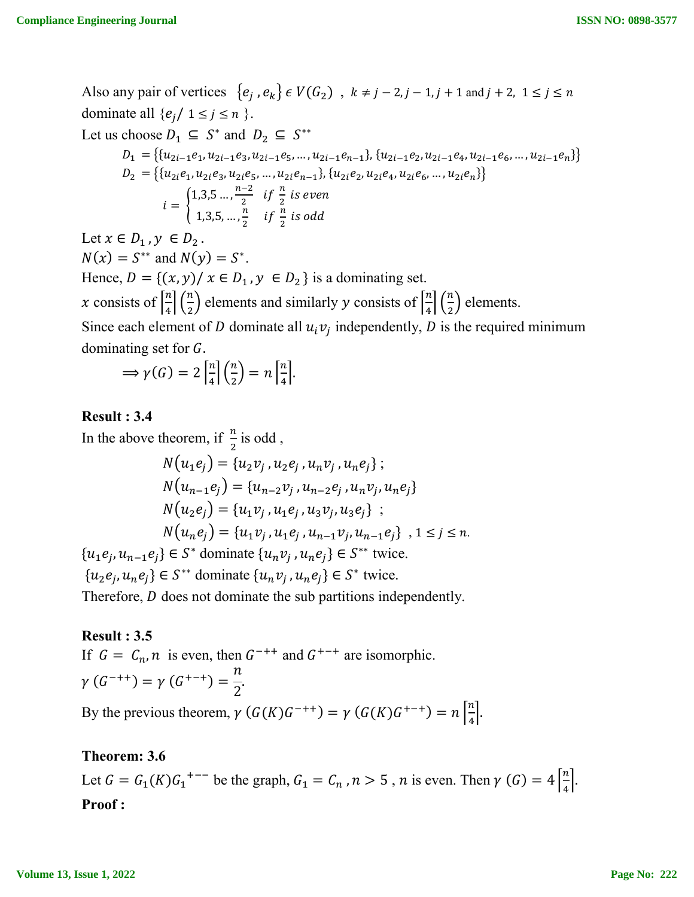Also any pair of vertices $\{e_j, e_k\} \epsilon V(G_2)$ , $k \neq j-2, j-1, j+1$ and $j+2$, $1 \leq j \leq n$ dominate all $\{e_j / 1 \leq j \leq n\}$.

Let us choose $D_1 \subseteq S^*$ and $D_2 \subseteq S^{**}$

$$D_1 = \{\{u_{2i-1}e_1, u_{2i-1}e_3, u_{2i-1}e_5, \ldots, u_{2i-1}e_{n-1}\}, \{u_{2i-1}e_2, u_{2i-1}e_4, u_{2i-1}e_6, \ldots, u_{2i-1}e_n\}\}$$

$$D_2 = \{\{u_{2i}e_1, u_{2i}e_3, u_{2i}e_5, \ldots, u_{2i}e_{n-1}\}, \{u_{2i}e_2, u_{2i}e_4, u_{2i}e_6, \ldots, u_{2i}e_n\}\}$$

$$i = \begin{cases} 1,3,5 \ldots, \frac{n-2}{2} & if \ \frac{n}{2} \ is \ even \\ 1,3,5, \ldots, \frac{n}{2} & if \ \frac{n}{2} \ is \ odd \end{cases}$$

Let $x \in D_1, y \in D_2$.

$N(x) = S^{**}$ and $N(y) = S^*$.

Hence, $D = \{(x, y) / x \in D_1, y \in D_2\}$ is a dominating set.

$x$ consists of $\left\lceil \frac{n}{4} \right\rceil \left(\frac{n}{2}\right)$ elements and similarly $y$ consists of $\left\lceil \frac{n}{4} \right\rceil \left(\frac{n}{2}\right)$ elements.

Since each element of $D$ dominate all $u_i v_j$ independently, $D$ is the required minimum dominating set for $G$.

$$\Longrightarrow \gamma(G) = 2\left\lceil \frac{n}{4} \right\rceil \left(\frac{n}{2}\right) = n\left\lceil \frac{n}{4} \right\rceil.$$

**Result : 3.4**

In the above theorem, if $\frac{n}{2}$ is odd ,

$$N(u_1 e_j) = \{u_2 v_j, u_2 e_j, u_n v_j, u_n e_j\};$$
$$N(u_{n-1} e_j) = \{u_{n-2} v_j, u_{n-2} e_j, u_n v_j, u_n e_j\}$$
$$N(u_2 e_j) = \{u_1 v_j, u_1 e_j, u_3 v_j, u_3 e_j\};$$
$$N(u_n e_j) = \{u_1 v_j, u_1 e_j, u_{n-1} v_j, u_{n-1} e_j\}, 1 \leq j \leq n.$$

$\{u_1 e_j, u_{n-1} e_j\} \in S^*$ dominate $\{u_n v_j, u_n e_j\} \in S^{**}$ twice.

$\{u_2 e_j, u_n e_j\} \in S^{**}$ dominate $\{u_n v_j, u_n e_j\} \in S^*$ twice.

Therefore, $D$ does not dominate the sub partitions independently.

**Result : 3.5**

If $G = C_n, n$ is even, then $G^{-++}$ and $G^{+-+}$ are isomorphic.

$\gamma(G^{-++}) = \gamma(G^{+-+}) = \frac{n}{2}$.

By the previous theorem, $\gamma(G(K)G^{-++}) = \gamma(G(K)G^{+-+}) = n\left\lceil \frac{n}{4} \right\rceil$.

**Theorem: 3.6**

Let $G = G_1(K){G_1}^{+--}$ be the graph, $G_1 = C_n, n > 5$ , $n$ is even. Then $\gamma(G) = 4\left\lceil \frac{n}{4} \right\rceil$.

**Proof :**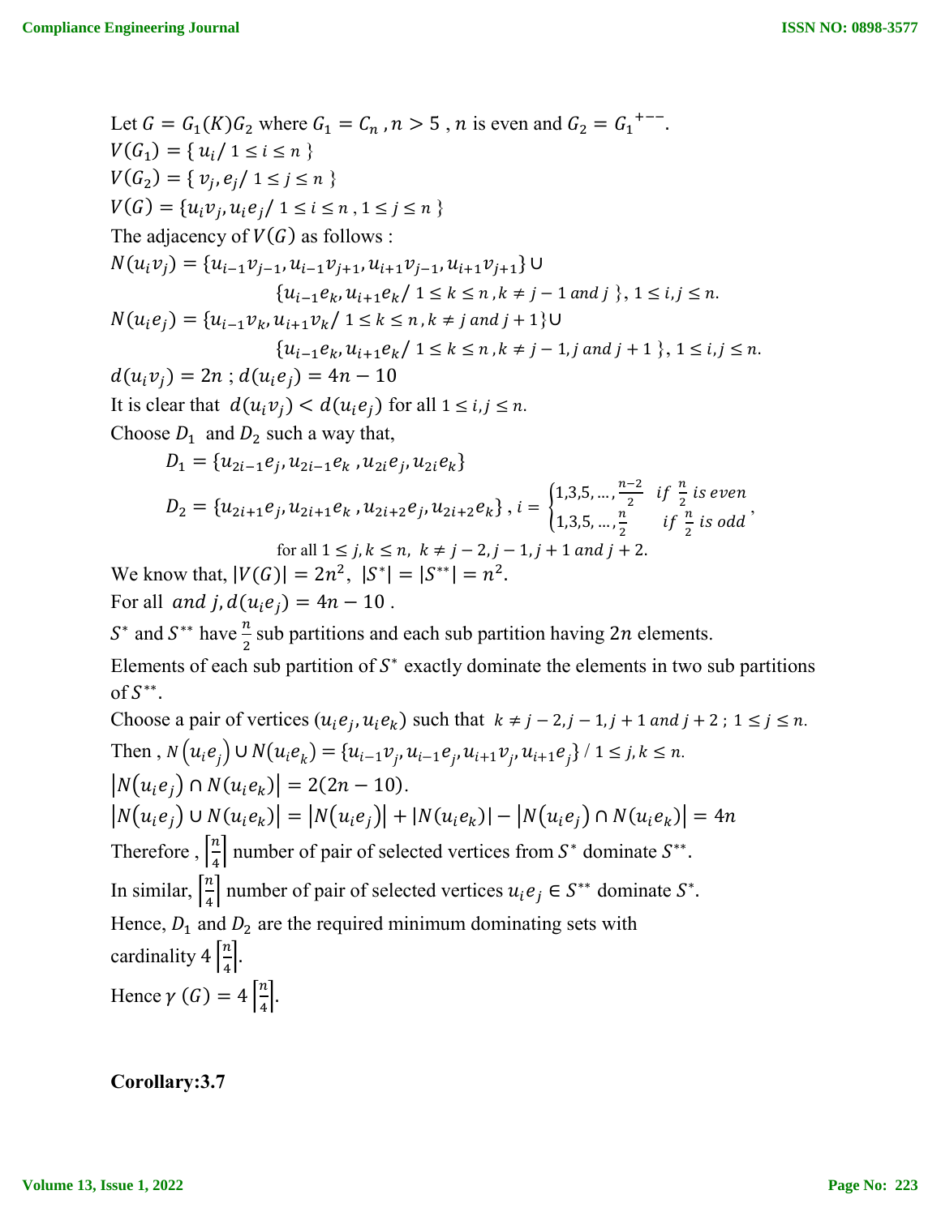Let $G = G_1(K)G_2$ where $G_1 = C_n$ , $n > 5$ , $n$ is even and $G_2 = {G_1}^{+--}$.

$V(G_1) = \{ u_i / 1 \le i \le n \}$

$V(G_2) = \{ v_j, e_j / 1 \le j \le n \}$

$V(G) = \{u_i v_j, u_i e_j / 1 \le i \le n , 1 \le j \le n \}$

The adjacency of $V(G)$ as follows :

$$N(u_i v_j) = \{u_{i-1}v_{j-1}, u_{i-1}v_{j+1}, u_{i+1}v_{j-1}, u_{i+1}v_{j+1}\} \cup \{u_{i-1}e_k, u_{i+1}e_k / 1 \le k \le n , k \ne j-1 \text{ and } j \}, 1 \le i,j \le n.$$

$$N(u_i e_j) = \{u_{i-1}v_k, u_{i+1}v_k / 1 \le k \le n , k \ne j \text{ and } j+1\} \cup \{u_{i-1}e_k, u_{i+1}e_k / 1 \le k \le n , k \ne j-1, j \text{ and } j+1 \}, 1 \le i,j \le n.$$

$d(u_i v_j) = 2n$ ; $d(u_i e_j) = 4n - 10$

It is clear that $d(u_i v_j) < d(u_i e_j)$ for all $1 \le i,j \le n$.

Choose $D_1$ and $D_2$ such a way that,

$$D_1 = \{u_{2i-1}e_j, u_{2i-1}e_k , u_{2i}e_j, u_{2i}e_k\}$$

$$D_2 = \{u_{2i+1}e_j, u_{2i+1}e_k , u_{2i+2}e_j, u_{2i+2}e_k\} , i = \begin{cases} 1,3,5,\dots,\frac{n-2}{2} & if\ \frac{n}{2}\ is\ even \\ 1,3,5,\dots,\frac{n}{2} & if\ \frac{n}{2}\ is\ odd \end{cases},$$

for all $1 \le j,k \le n$, $k \ne j-2, j-1, j+1$ and $j+2$.

We know that, $|V(G)| = 2n^2$, $|S^*| = |S^{**}| = n^2$.

For all and $j, d(u_i e_j) = 4n - 10$ .

$S^*$ and $S^{**}$ have $\frac{n}{2}$ sub partitions and each sub partition having $2n$ elements.

Elements of each sub partition of $S^*$ exactly dominate the elements in two sub partitions of $S^{**}$.

Choose a pair of vertices $(u_i e_j, u_i e_k)$ such that $k \ne j-2, j-1, j+1$ and $j+2$ ; $1 \le j \le n$.

Then , $N(u_i e_j) \cup N(u_i e_k) = \{u_{i-1}v_j, u_{i-1}e_j, u_{i+1}v_j, u_{i+1}e_j\} / 1 \le j,k \le n$.

$|N(u_i e_j) \cap N(u_i e_k)| = 2(2n - 10)$.

$|N(u_i e_j) \cup N(u_i e_k)| = |N(u_i e_j)| + |N(u_i e_k)| - |N(u_i e_j) \cap N(u_i e_k)| = 4n$

Therefore , $\left\lceil \frac{n}{4} \right\rceil$ number of pair of selected vertices from $S^*$ dominate $S^{**}$.

In similar, $\left\lceil \frac{n}{4} \right\rceil$ number of pair of selected vertices $u_i e_j \in S^{**}$ dominate $S^*$.

Hence, $D_1$ and $D_2$ are the required minimum dominating sets with cardinality $4\left\lceil \frac{n}{4} \right\rceil$.

Hence $\gamma\ (G) = 4\left\lceil \frac{n}{4} \right\rceil$.

**Corollary:3.7**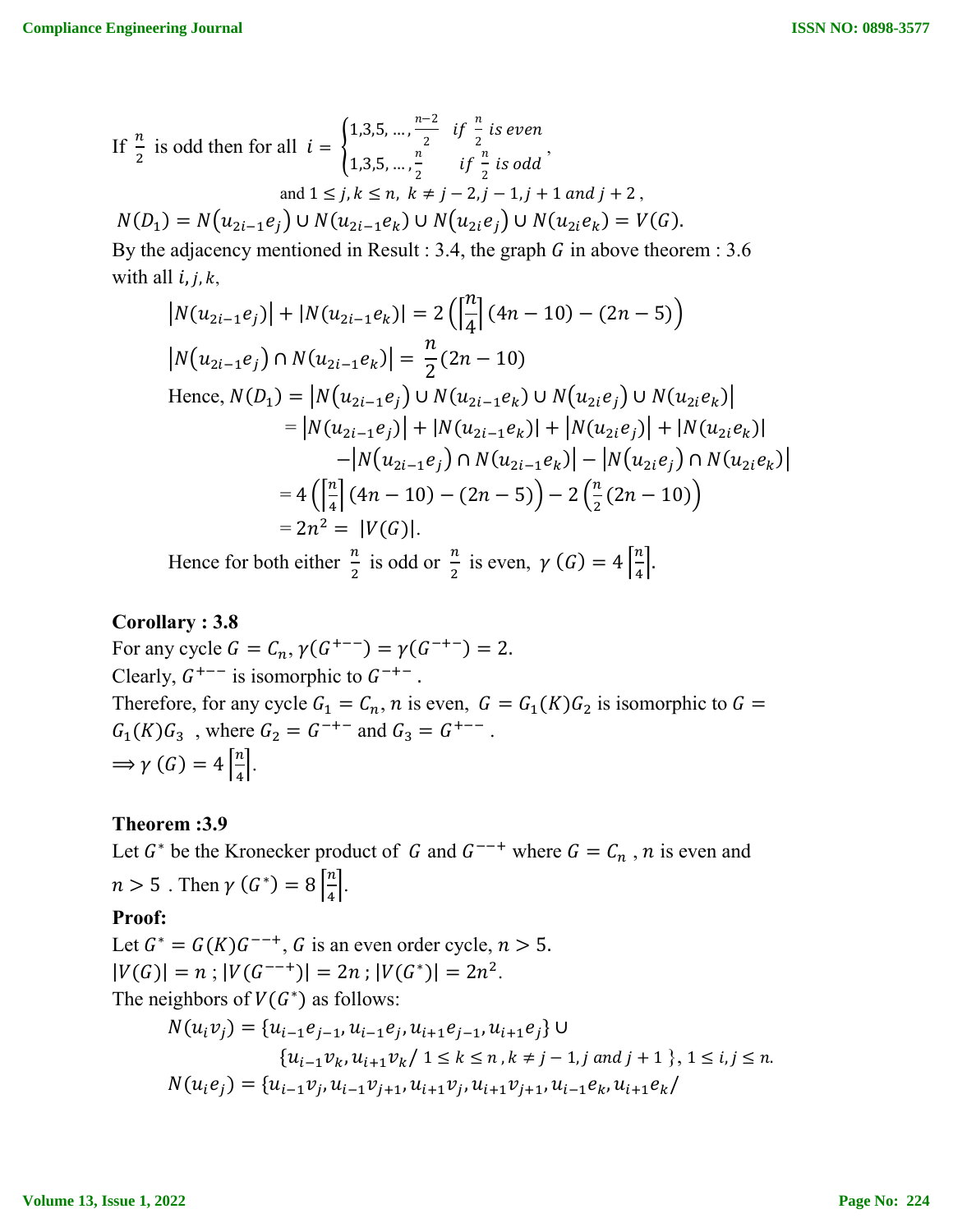If $\frac{n}{2}$ is odd then for all $i = \begin{cases} 1,3,5,\dots,\frac{n-2}{2} & if\ \frac{n}{2}\ is\ even \\ 1,3,5,\dots,\frac{n}{2} & if\ \frac{n}{2}\ is\ odd \end{cases}$,

and $1 \le j,k \le n,\ k \ne j-2, j-1, j+1\ and\ j+2$,

$N(D_1) = N(u_{2i-1}e_j) \cup N(u_{2i-1}e_k) \cup N(u_{2i}e_j) \cup N(u_{2i}e_k) = V(G).$

By the adjacency mentioned in Result : 3.4, the graph $G$ in above theorem : 3.6 with all $i, j, k$,

$$\left|N(u_{2i-1}e_j)\right| + \left|N(u_{2i-1}e_k)\right| = 2\left(\left\lceil\frac{n}{4}\right\rceil(4n-10) - (2n-5)\right)$$

$$\left|N(u_{2i-1}e_j) \cap N(u_{2i-1}e_k)\right| = \frac{n}{2}(2n-10)$$

Hence, $N(D_1) = \left|N(u_{2i-1}e_j) \cup N(u_{2i-1}e_k) \cup N(u_{2i}e_j) \cup N(u_{2i}e_k)\right|$

$$= \left|N(u_{2i-1}e_j)\right| + \left|N(u_{2i-1}e_k)\right| + \left|N(u_{2i}e_j)\right| + \left|N(u_{2i}e_k)\right| - \left|N(u_{2i-1}e_j) \cap N(u_{2i-1}e_k)\right| - \left|N(u_{2i}e_j) \cap N(u_{2i}e_k)\right|$$

$$= 4\left(\left\lceil\frac{n}{4}\right\rceil(4n-10) - (2n-5)\right) - 2\left(\frac{n}{2}(2n-10)\right)$$

$$= 2n^2 = |V(G)|.$$

Hence for both either $\frac{n}{2}$ is odd or $\frac{n}{2}$ is even, $\gamma(G) = 4\left\lceil\frac{n}{4}\right\rceil$.

**Corollary : 3.8**

For any cycle $G = C_n$, $\gamma(G^{+--}) = \gamma(G^{-+-}) = 2$.

Clearly, $G^{+--}$ is isomorphic to $G^{-+-}$.

Therefore, for any cycle $G_1 = C_n$, $n$ is even, $G = G_1(K)G_2$ is isomorphic to $G = G_1(K)G_3$ , where $G_2 = G^{-+-}$ and $G_3 = G^{+--}$.

$\Longrightarrow \gamma(G) = 4\left\lceil\frac{n}{4}\right\rceil$.

**Theorem :3.9**

Let $G^*$ be the Kronecker product of $G$ and $G^{--+}$ where $G = C_n$ , $n$ is even and $n > 5$ . Then $\gamma(G^*) = 8\left\lceil\frac{n}{4}\right\rceil$.

**Proof:**

Let $G^* = G(K)G^{--+}$, $G$ is an even order cycle, $n > 5$.

$|V(G)| = n$ ; $|V(G^{--+})| = 2n$ ; $|V(G^*)| = 2n^2$.

The neighbors of $V(G^*)$ as follows:

$$N(u_iv_j) = \{u_{i-1}e_{j-1}, u_{i-1}e_j, u_{i+1}e_{j-1}, u_{i+1}e_j\} \cup \{u_{i-1}v_k, u_{i+1}v_k / \ 1 \le k \le n, k \ne j-1, j\ and\ j+1\}, 1 \le i,j \le n.$$

$$N(u_ie_j) = \{u_{i-1}v_j, u_{i-1}v_{j+1}, u_{i+1}v_j, u_{i+1}v_{j+1}, u_{i-1}e_k, u_{i+1}e_k /$$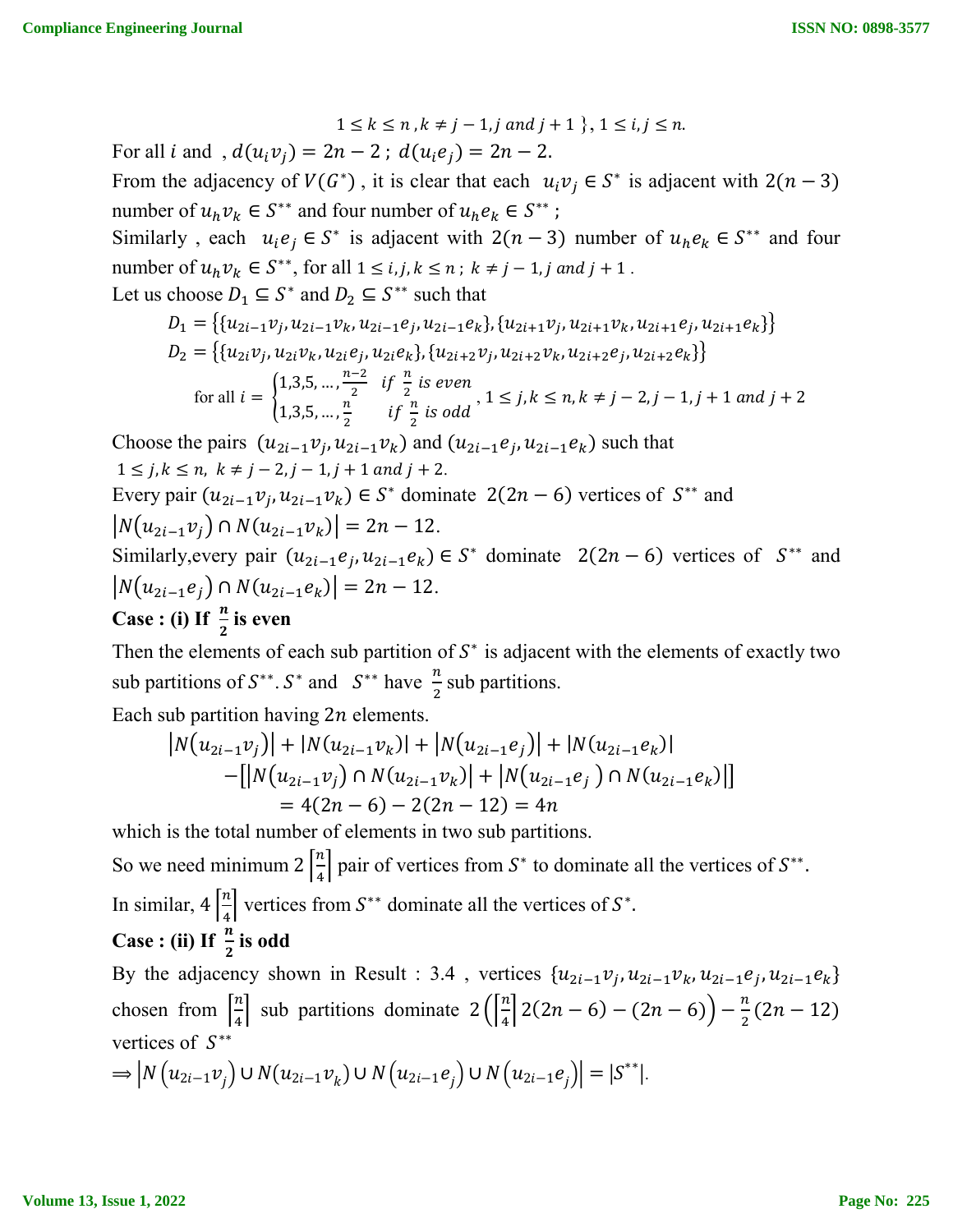$1 \leq k \leq n, k \neq j-1, j \text{ and } j+1 \}, 1 \leq i, j \leq n.$

For all $i$ and , $d(u_i v_j) = 2n-2$ ; $d(u_i e_j) = 2n-2$.

From the adjacency of $V(G^*)$ , it is clear that each $u_i v_j \in S^*$ is adjacent with $2(n-3)$ number of $u_h v_k \in S^{**}$ and four number of $u_h e_k \in S^{**}$ ;

Similarly , each $u_i e_j \in S^*$ is adjacent with $2(n-3)$ number of $u_h e_k \in S^{**}$ and four number of $u_h v_k \in S^{**}$, for all $1 \leq i, j, k \leq n$ ; $k \neq j-1, j$ and $j+1$ .

Let us choose $D_1 \subseteq S^*$ and $D_2 \subseteq S^{**}$ such that

$$D_1 = \{\{u_{2i-1}v_j, u_{2i-1}v_k, u_{2i-1}e_j, u_{2i-1}e_k\}, \{u_{2i+1}v_j, u_{2i+1}v_k, u_{2i+1}e_j, u_{2i+1}e_k\}\}$$

$$D_2 = \{\{u_{2i}v_j, u_{2i}v_k, u_{2i}e_j, u_{2i}e_k\}, \{u_{2i+2}v_j, u_{2i+2}v_k, u_{2i+2}e_j, u_{2i+2}e_k\}\}$$

$$\text{for all } i = \begin{cases} 1,3,5,\dots,\frac{n-2}{2} & \text{if } \frac{n}{2} \text{ is even} \\ 1,3,5,\dots,\frac{n}{2} & \text{if } \frac{n}{2} \text{ is odd} \end{cases}, 1 \leq j, k \leq n, k \neq j-2, j-1, j+1 \text{ and } j+2$$

Choose the pairs $(u_{2i-1}v_j, u_{2i-1}v_k)$ and $(u_{2i-1}e_j, u_{2i-1}e_k)$ such that $1 \leq j, k \leq n,\ k \neq j-2, j-1, j+1$ and $j+2$.

Every pair $(u_{2i-1}v_j, u_{2i-1}v_k) \in S^*$ dominate $2(2n-6)$ vertices of $S^{**}$ and $|N(u_{2i-1}v_j) \cap N(u_{2i-1}v_k)| = 2n-12$.

Similarly,every pair $(u_{2i-1}e_j, u_{2i-1}e_k) \in S^*$ dominate $2(2n-6)$ vertices of $S^{**}$ and $|N(u_{2i-1}e_j) \cap N(u_{2i-1}e_k)| = 2n-12$.

**Case : (i) If $\frac{n}{2}$ is even**

Then the elements of each sub partition of $S^*$ is adjacent with the elements of exactly two sub partitions of $S^{**}$. $S^*$ and $S^{**}$ have $\frac{n}{2}$ sub partitions.

Each sub partition having $2n$ elements.

$$|N(u_{2i-1}v_j)| + |N(u_{2i-1}v_k)| + |N(u_{2i-1}e_j)| + |N(u_{2i-1}e_k)|$$
$$-[|N(u_{2i-1}v_j) \cap N(u_{2i-1}v_k)| + |N(u_{2i-1}e_j) \cap N(u_{2i-1}e_k)|]$$
$$= 4(2n-6) - 2(2n-12) = 4n$$

which is the total number of elements in two sub partitions.

So we need minimum $2\left\lceil\frac{n}{4}\right\rceil$ pair of vertices from $S^*$ to dominate all the vertices of $S^{**}$.

In similar, $4\left\lceil\frac{n}{4}\right\rceil$ vertices from $S^{**}$ dominate all the vertices of $S^*$.

**Case : (ii) If $\frac{n}{2}$ is odd**

By the adjacency shown in Result : 3.4 , vertices $\{u_{2i-1}v_j, u_{2i-1}v_k, u_{2i-1}e_j, u_{2i-1}e_k\}$ chosen from $\left\lceil\frac{n}{4}\right\rceil$ sub partitions dominate $2\left(\left\lceil\frac{n}{4}\right\rceil 2(2n-6) - (2n-6)\right) - \frac{n}{2}(2n-12)$ vertices of $S^{**}$

$$\Rightarrow \left|N\left(u_{2i-1}v_j\right) \cup N(u_{2i-1}v_k) \cup N\left(u_{2i-1}e_j\right) \cup N\left(u_{2i-1}e_j\right)\right| = |S^{**}|.$$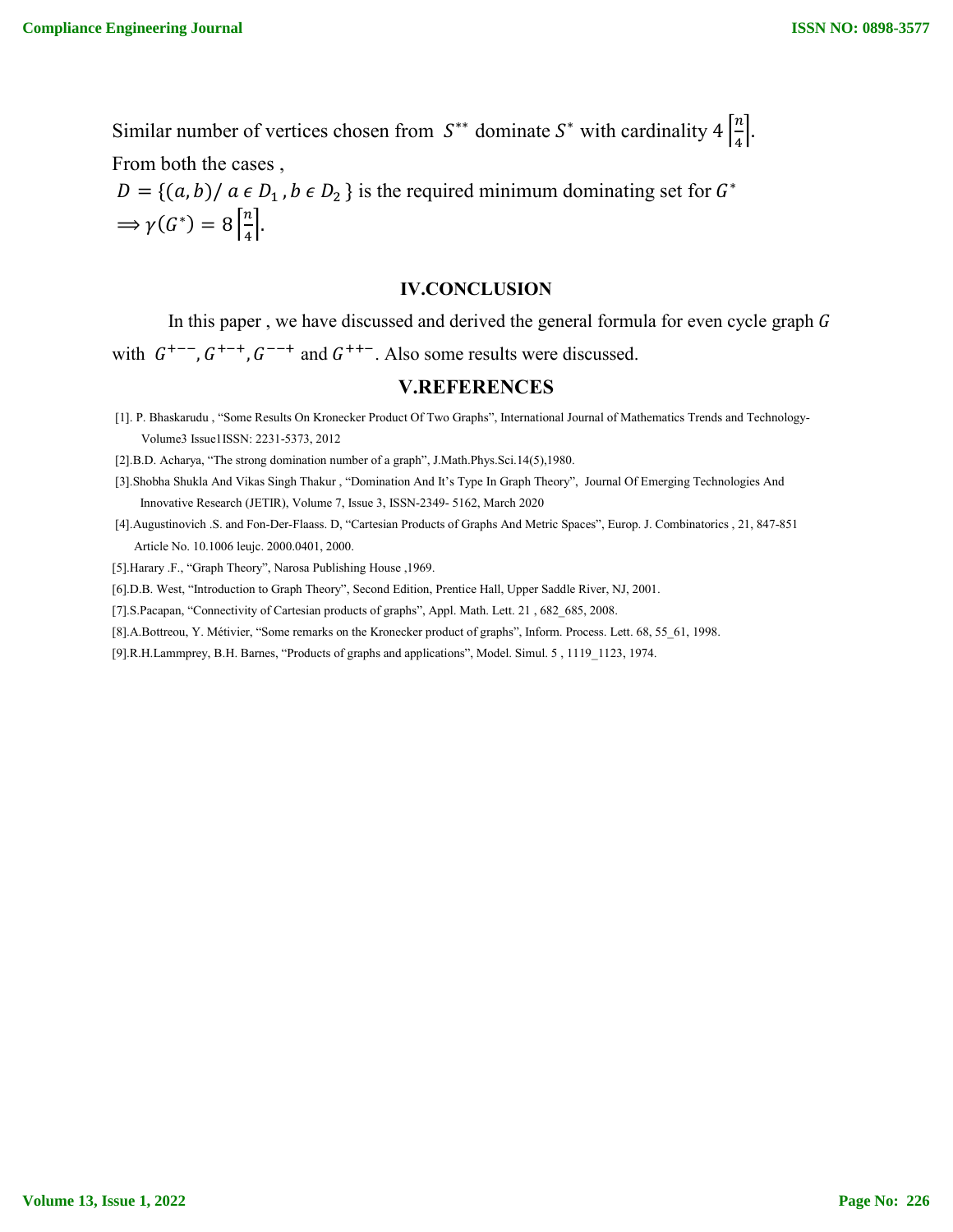Similar number of vertices chosen from $S^{**}$ dominate $S^{*}$ with cardinality $4\left\lceil\frac{n}{4}\right\rceil$.

From both the cases ,

$D = \{(a,b)/\ a \in D_1 , b \in D_2\}$ is the required minimum dominating set for $G^{*}$

$\Longrightarrow \gamma(G^{*}) = 8\left\lceil\frac{n}{4}\right\rceil$.

## IV.CONCLUSION

In this paper , we have discussed and derived the general formula for even cycle graph $G$ with $G^{+--}, G^{+-+}, G^{--+}$ and $G^{++-}$. Also some results were discussed.

## V.REFERENCES

[1]. P. Bhaskarudu , "Some Results On Kronecker Product Of Two Graphs", International Journal of Mathematics Trends and Technology- Volume3 Issue1ISSN: 2231-5373, 2012

[2].B.D. Acharya, "The strong domination number of a graph", J.Math.Phys.Sci.14(5),1980.

[3].Shobha Shukla And Vikas Singh Thakur , "Domination And It's Type In Graph Theory", Journal Of Emerging Technologies And Innovative Research (JETIR), Volume 7, Issue 3, ISSN-2349- 5162, March 2020

[4].Augustinovich .S. and Fon-Der-Flaass. D, "Cartesian Products of Graphs And Metric Spaces", Europ. J. Combinatorics , 21, 847-851 Article No. 10.1006 leujc. 2000.0401, 2000.

[5].Harary .F., "Graph Theory", Narosa Publishing House ,1969.

[6].D.B. West, "Introduction to Graph Theory", Second Edition, Prentice Hall, Upper Saddle River, NJ, 2001.

[7].S.Pacapan, "Connectivity of Cartesian products of graphs", Appl. Math. Lett. 21 , 682_685, 2008.

[8].A.Bottreou, Y. Métivier, "Some remarks on the Kronecker product of graphs", Inform. Process. Lett. 68, 55_61, 1998.

[9].R.H.Lammprey, B.H. Barnes, "Products of graphs and applications", Model. Simul. 5 , 1119_1123, 1974.